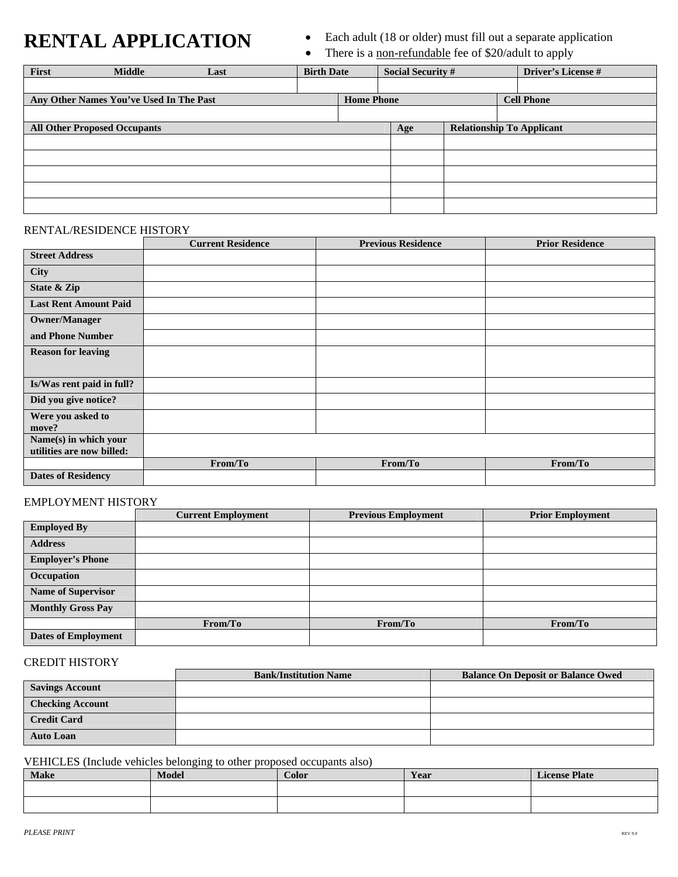# RENTAL APPLICATION

- Each adult (18 or older) must fill out a separate application
- There is a non-refundable fee of $20/adult to apply

| First Middle Last | Birth Date | Social Security # | Driver's License # |
|---|---|---|---|
| | | | |

| Any Other Names You've Used In The Past | Home Phone | Cell Phone |
|---|---|---|
| | | |

| All Other Proposed Occupants | Age | Relationship To Applicant |
|---|---|---|
| | | |
| | | |
| | | |
| | | |
| | | |

RENTAL/RESIDENCE HISTORY

| | Current Residence | Previous Residence | Prior Residence |
|---|---|---|---|
| **Street Address** | | | |
| **City** | | | |
| **State & Zip** | | | |
| **Last Rent Amount Paid** | | | |
| **Owner/Manager and Phone Number** | | | |
| **Reason for leaving** | | | |
| **Is/Was rent paid in full?** | | | |
| **Did you give notice?** | | | |
| **Were you asked to move?** | | | |
| **Name(s) in which your utilities are now billed:** | | | |
| | **From/To** | **From/To** | **From/To** |
| **Dates of Residency** | | | |

EMPLOYMENT HISTORY

| | Current Employment | Previous Employment | Prior Employment |
|---|---|---|---|
| **Employed By** | | | |
| **Address** | | | |
| **Employer's Phone** | | | |
| **Occupation** | | | |
| **Name of Supervisor** | | | |
| **Monthly Gross Pay** | | | |
| | **From/To** | **From/To** | **From/To** |
| **Dates of Employment** | | | |

CREDIT HISTORY

| | Bank/Institution Name | Balance On Deposit or Balance Owed |
|---|---|---|
| **Savings Account** | | |
| **Checking Account** | | |
| **Credit Card** | | |
| **Auto Loan** | | |

VEHICLES (Include vehicles belonging to other proposed occupants also)

| Make | Model | Color | Year | License Plate |
|---|---|---|---|---|
| | | | | |
| | | | | |

*PLEASE PRINT*

REV 9.0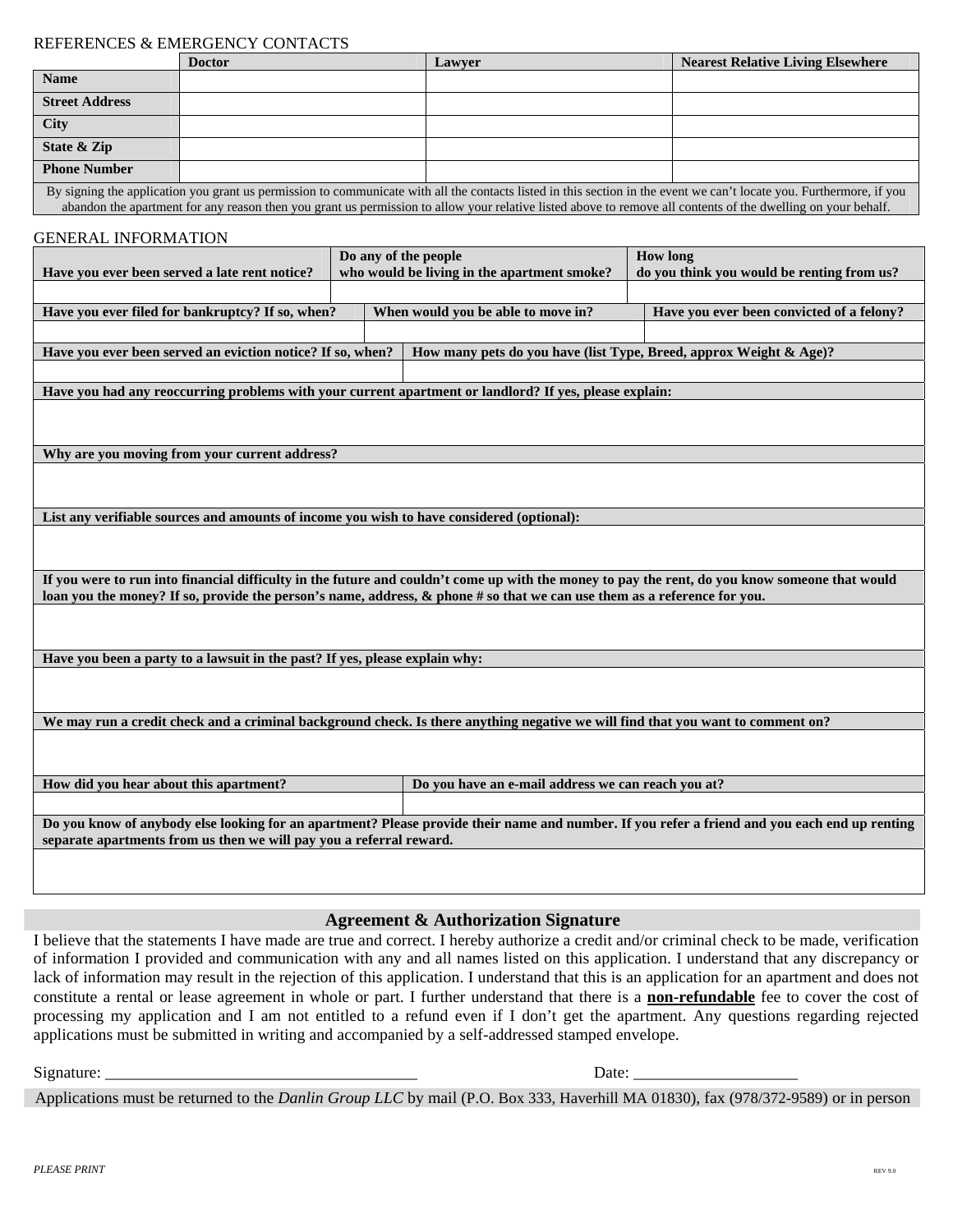## REFERENCES & EMERGENCY CONTACTS

| | Doctor | Lawyer | Nearest Relative Living Elsewhere |
|---|---|---|---|
| **Name** | | | |
| **Street Address** | | | |
| **City** | | | |
| **State & Zip** | | | |
| **Phone Number** | | | |

By signing the application you grant us permission to communicate with all the contacts listed in this section in the event we can't locate you. Furthermore, if you abandon the apartment for any reason then you grant us permission to allow your relative listed above to remove all contents of the dwelling on your behalf.

## GENERAL INFORMATION

| Have you ever been served a late rent notice? | Do any of the people who would be living in the apartment smoke? | How long do you think you would be renting from us? |
|---|---|---|
| | | |

| Have you ever filed for bankruptcy? If so, when? | When would you be able to move in? | Have you ever been convicted of a felony? |
|---|---|---|
| | | |

| Have you ever been served an eviction notice? If so, when? | How many pets do you have (list Type, Breed, approx Weight & Age)? |
|---|---|
| | |

**Have you had any reoccurring problems with your current apartment or landlord? If yes, please explain:**

**Why are you moving from your current address?**

**List any verifiable sources and amounts of income you wish to have considered (optional):**

**If you were to run into financial difficulty in the future and couldn't come up with the money to pay the rent, do you know someone that would loan you the money? If so, provide the person's name, address, & phone # so that we can use them as a reference for you.**

**Have you been a party to a lawsuit in the past? If yes, please explain why:**

**We may run a credit check and a criminal background check. Is there anything negative we will find that you want to comment on?**

| How did you hear about this apartment? | Do you have an e-mail address we can reach you at? |
|---|---|
| | |

**Do you know of anybody else looking for an apartment? Please provide their name and number. If you refer a friend and you each end up renting separate apartments from us then we will pay you a referral reward.**

## Agreement & Authorization Signature

I believe that the statements I have made are true and correct. I hereby authorize a credit and/or criminal check to be made, verification of information I provided and communication with any and all names listed on this application. I understand that any discrepancy or lack of information may result in the rejection of this application. I understand that this is an application for an apartment and does not constitute a rental or lease agreement in whole or part. I further understand that there is a **non-refundable** fee to cover the cost of processing my application and I am not entitled to a refund even if I don't get the apartment. Any questions regarding rejected applications must be submitted in writing and accompanied by a self-addressed stamped envelope.

Signature: ______________________________________ Date: ____________________

Applications must be returned to the *Danlin Group LLC* by mail (P.O. Box 333, Haverhill MA 01830), fax (978/372-9589) or in person

*PLEASE PRINT*

REV 9.0